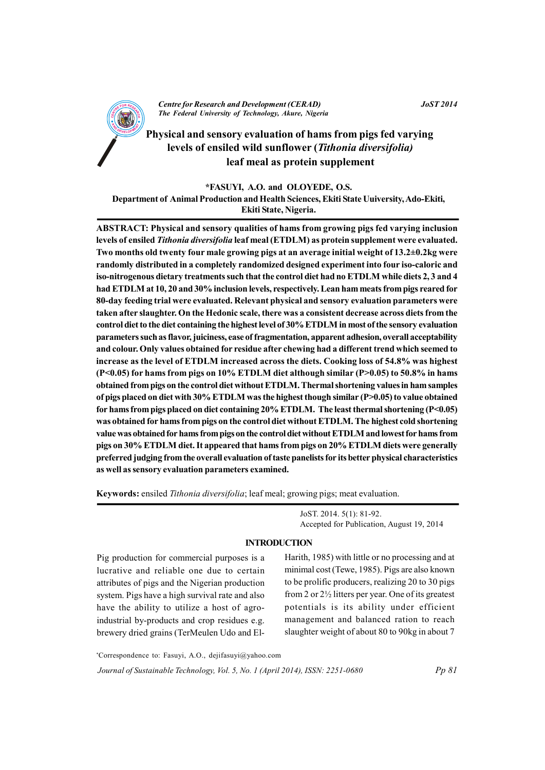# Physical and sensory evaluation of hams from pigs fed varying levels of ensiled wild sunflower (*Tithonia diversifolia)* leaf meal as protein supplement

**\*FASUYI, A.O. and OLOYEDE, O.S.**

**Department of Animal Production and Health Sciences, Ekiti State Uuiversity, Ado-Ekiti, Ekiti State, Nigeria.**

**ABSTRACT: Physical and sensory qualities of hams from growing pigs fed varying inclusion levels of ensiled *Tithonia diversifolia* leaf meal (ETDLM) as protein supplement were evaluated. Two months old twenty four male growing pigs at an average initial weight of 13.2±0.2kg were randomly distributed in a completely randomized designed experiment into four iso-caloric and iso-nitrogenous dietary treatments such that the control diet had no ETDLM while diets 2, 3 and 4 had ETDLM at 10, 20 and 30% inclusion levels, respectively. Lean ham meats from pigs reared for 80-day feeding trial were evaluated. Relevant physical and sensory evaluation parameters were taken after slaughter. On the Hedonic scale, there was a consistent decrease across diets from the control diet to the diet containing the highest level of 30% ETDLM in most of the sensory evaluation parameters such as flavor, juiciness, ease of fragmentation, apparent adhesion, overall acceptability and colour. Only values obtained for residue after chewing had a different trend which seemed to increase as the level of ETDLM increased across the diets. Cooking loss of 54.8% was highest ($P<0.05$) for hams from pigs on 10% ETDLM diet although similar ($P>0.05$) to 50.8% in hams obtained from pigs on the control diet without ETDLM. Thermal shortening values in ham samples of pigs placed on diet with 30% ETDLM was the highest though similar ($P>0.05$) to value obtained for hams from pigs placed on diet containing 20% ETDLM. The least thermal shortening ($P<0.05$) was obtained for hams from pigs on the control diet without ETDLM. The highest cold shortening value was obtained for hams from pigs on the control diet without ETDLM and lowest for hams from pigs on 30% ETDLM diet. It appeared that hams from pigs on 20% ETDLM diets were generally preferred judging from the overall evaluation of taste panelists for its better physical characteristics as well as sensory evaluation parameters examined.**

**Keywords:** ensiled *Tithonia diversifolia*; leaf meal; growing pigs; meat evaluation.

JoST. 2014. 5(1): 81-92.
Accepted for Publication, August 19, 2014

## INTRODUCTION

Pig production for commercial purposes is a lucrative and reliable one due to certain attributes of pigs and the Nigerian production system. Pigs have a high survival rate and also have the ability to utilize a host of agro-industrial by-products and crop residues e.g. brewery dried grains (TerMeulen Udo and El-Harith, 1985) with little or no processing and at minimal cost (Tewe, 1985). Pigs are also known to be prolific producers, realizing 20 to 30 pigs from 2 or 2½ litters per year. One of its greatest potentials is its ability under efficient management and balanced ration to reach slaughter weight of about 80 to 90kg in about 7

\*Correspondence to: Fasuyi, A.O., dejifasuyi@yahoo.com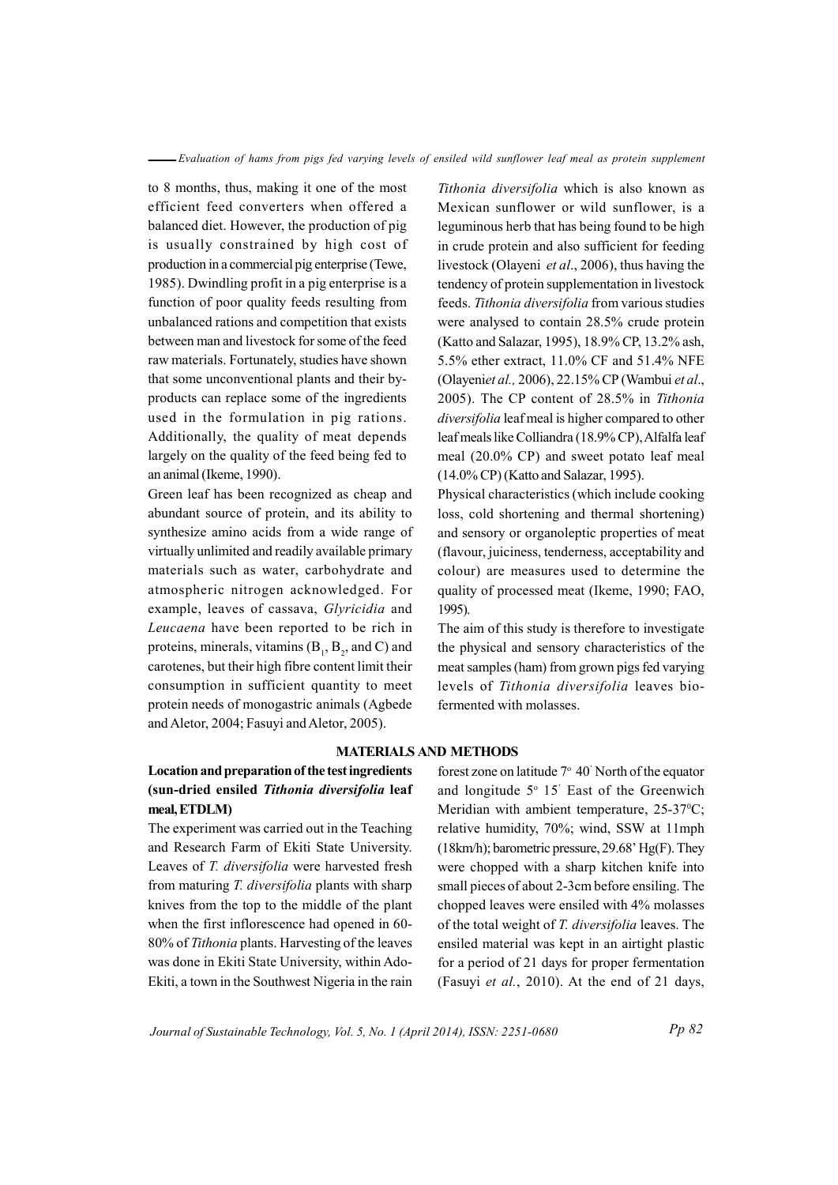to 8 months, thus, making it one of the most efficient feed converters when offered a balanced diet. However, the production of pig is usually constrained by high cost of production in a commercial pig enterprise (Tewe, 1985). Dwindling profit in a pig enterprise is a function of poor quality feeds resulting from unbalanced rations and competition that exists between man and livestock for some of the feed raw materials. Fortunately, studies have shown that some unconventional plants and their by-products can replace some of the ingredients used in the formulation in pig rations. Additionally, the quality of meat depends largely on the quality of the feed being fed to an animal (Ikeme, 1990).

Green leaf has been recognized as cheap and abundant source of protein, and its ability to synthesize amino acids from a wide range of virtually unlimited and readily available primary materials such as water, carbohydrate and atmospheric nitrogen acknowledged. For example, leaves of cassava, *Glyricidia* and *Leucaena* have been reported to be rich in proteins, minerals, vitamins ($B_1$, $B_2$, and C) and carotenes, but their high fibre content limit their consumption in sufficient quantity to meet protein needs of monogastric animals (Agbede and Aletor, 2004; Fasuyi and Aletor, 2005).

*Tithonia diversifolia* which is also known as Mexican sunflower or wild sunflower, is a leguminous herb that has being found to be high in crude protein and also sufficient for feeding livestock (Olayeni *et al*., 2006), thus having the tendency of protein supplementation in livestock feeds. *Tithonia diversifolia* from various studies were analysed to contain 28.5% crude protein (Katto and Salazar, 1995), 18.9% CP, 13.2% ash, 5.5% ether extract, 11.0% CF and 51.4% NFE (Olayeni*et al.,* 2006), 22.15% CP (Wambui *et al*., 2005). The CP content of 28.5% in *Tithonia diversifolia* leaf meal is higher compared to other leaf meals like Colliandra (18.9% CP), Alfalfa leaf meal (20.0% CP) and sweet potato leaf meal (14.0% CP) (Katto and Salazar, 1995).

Physical characteristics (which include cooking loss, cold shortening and thermal shortening) and sensory or organoleptic properties of meat (flavour, juiciness, tenderness, acceptability and colour) are measures used to determine the quality of processed meat (Ikeme, 1990; FAO, 1995).

The aim of this study is therefore to investigate the physical and sensory characteristics of the meat samples (ham) from grown pigs fed varying levels of *Tithonia diversifolia* leaves bio-fermented with molasses.

## MATERIALS AND METHODS

### Location and preparation of the test ingredients (sun-dried ensiled *Tithonia diversifolia* leaf meal, ETDLM)

The experiment was carried out in the Teaching and Research Farm of Ekiti State University. Leaves of *T. diversifolia* were harvested fresh from maturing *T. diversifolia* plants with sharp knives from the top to the middle of the plant when the first inflorescence had opened in 60-80% of *Tithonia* plants. Harvesting of the leaves was done in Ekiti State University, within Ado-Ekiti, a town in the Southwest Nigeria in the rain forest zone on latitude 7° 40' North of the equator and longitude 5° 15' East of the Greenwich Meridian with ambient temperature, 25-37°C; relative humidity, 70%; wind, SSW at 11mph (18km/h); barometric pressure, 29.68' Hg(F). They were chopped with a sharp kitchen knife into small pieces of about 2-3cm before ensiling. The chopped leaves were ensiled with 4% molasses of the total weight of *T. diversifolia* leaves. The ensiled material was kept in an airtight plastic for a period of 21 days for proper fermentation (Fasuyi *et al.*, 2010). At the end of 21 days,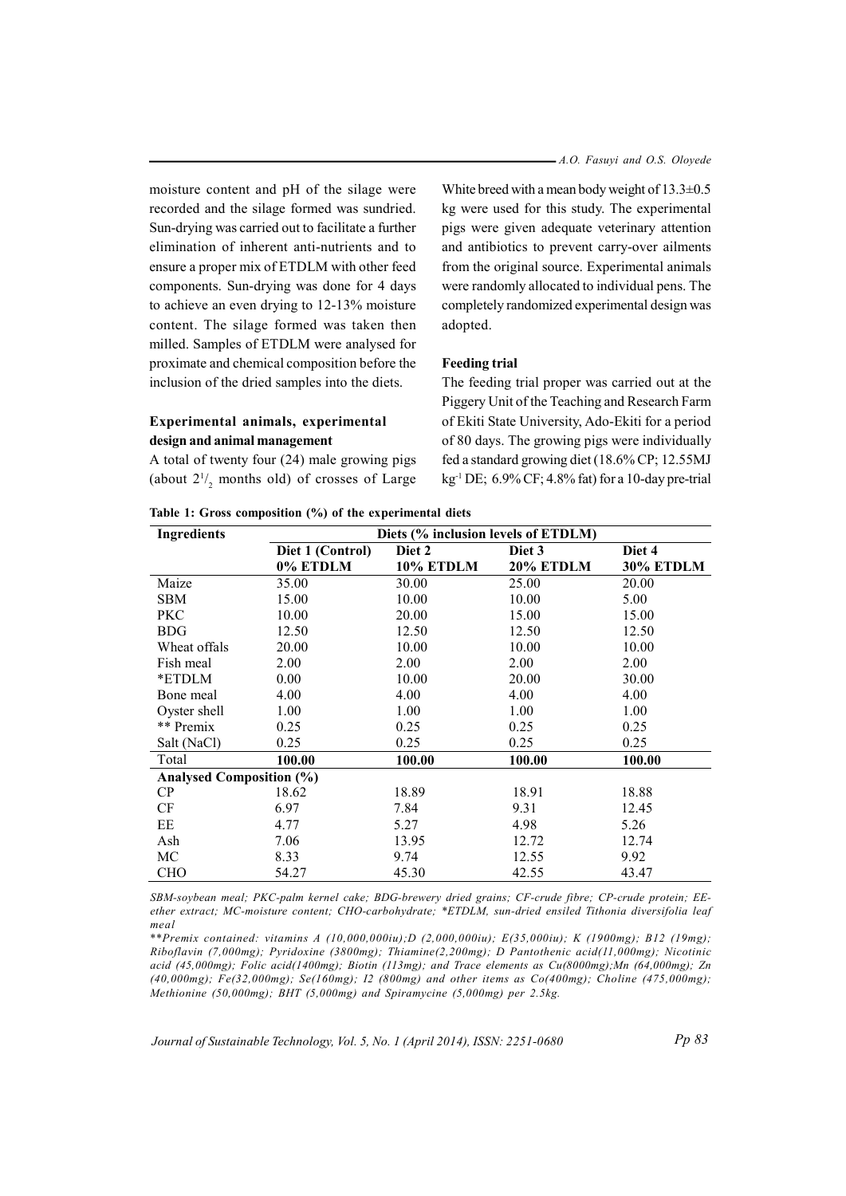moisture content and pH of the silage were recorded and the silage formed was sundried. Sun-drying was carried out to facilitate a further elimination of inherent anti-nutrients and to ensure a proper mix of ETDLM with other feed components. Sun-drying was done for 4 days to achieve an even drying to 12-13% moisture content. The silage formed was taken then milled. Samples of ETDLM were analysed for proximate and chemical composition before the inclusion of the dried samples into the diets.

### Experimental animals, experimental design and animal management

A total of twenty four (24) male growing pigs (about $2^1/_2$ months old) of crosses of Large White breed with a mean body weight of 13.3±0.5 kg were used for this study. The experimental pigs were given adequate veterinary attention and antibiotics to prevent carry-over ailments from the original source. Experimental animals were randomly allocated to individual pens. The completely randomized experimental design was adopted.

### Feeding trial

The feeding trial proper was carried out at the Piggery Unit of the Teaching and Research Farm of Ekiti State University, Ado-Ekiti for a period of 80 days. The growing pigs were individually fed a standard growing diet (18.6% CP; 12.55MJ $kg^{-1}$ DE; 6.9% CF; 4.8% fat) for a 10-day pre-trial

**Table 1: Gross composition (%) of the experimental diets**

| Ingredients | Diets (% inclusion levels of ETDLM) | | | |
|---|---|---|---|---|
| | Diet 1 (Control) 0% ETDLM | Diet 2 10% ETDLM | Diet 3 20% ETDLM | Diet 4 30% ETDLM |
| Maize | 35.00 | 30.00 | 25.00 | 20.00 |
| SBM | 15.00 | 10.00 | 10.00 | 5.00 |
| PKC | 10.00 | 20.00 | 15.00 | 15.00 |
| BDG | 12.50 | 12.50 | 12.50 | 12.50 |
| Wheat offals | 20.00 | 10.00 | 10.00 | 10.00 |
| Fish meal | 2.00 | 2.00 | 2.00 | 2.00 |
| *ETDLM | 0.00 | 10.00 | 20.00 | 30.00 |
| Bone meal | 4.00 | 4.00 | 4.00 | 4.00 |
| Oyster shell | 1.00 | 1.00 | 1.00 | 1.00 |
| ** Premix | 0.25 | 0.25 | 0.25 | 0.25 |
| Salt (NaCl) | 0.25 | 0.25 | 0.25 | 0.25 |
| Total | **100.00** | **100.00** | **100.00** | **100.00** |
| **Analysed Composition (%)** | | | | |
| CP | 18.62 | 18.89 | 18.91 | 18.88 |
| CF | 6.97 | 7.84 | 9.31 | 12.45 |
| EE | 4.77 | 5.27 | 4.98 | 5.26 |
| Ash | 7.06 | 13.95 | 12.72 | 12.74 |
| MC | 8.33 | 9.74 | 12.55 | 9.92 |
| CHO | 54.27 | 45.30 | 42.55 | 43.47 |

*SBM-soybean meal; PKC-palm kernel cake; BDG-brewery dried grains; CF-crude fibre; CP-crude protein; EE-ether extract; MC-moisture content; CHO-carbohydrate; *ETDLM, sun-dried ensiled Tithonia diversifolia leaf meal*

*\*\*Premix contained: vitamins A (10,000,000iu);D (2,000,000iu); E(35,000iu); K (1900mg); B12 (19mg); Riboflavin (7,000mg); Pyridoxine (3800mg); Thiamine(2,200mg); D Pantothenic acid(11,000mg); Nicotinic acid (45,000mg); Folic acid(1400mg); Biotin (113mg); and Trace elements as Cu(8000mg);Mn (64,000mg); Zn (40,000mg); Fe(32,000mg); Se(160mg); I2 (800mg) and other items as Co(400mg); Choline (475,000mg); Methionine (50,000mg); BHT (5,000mg) and Spiramycine (5,000mg) per 2.5kg.*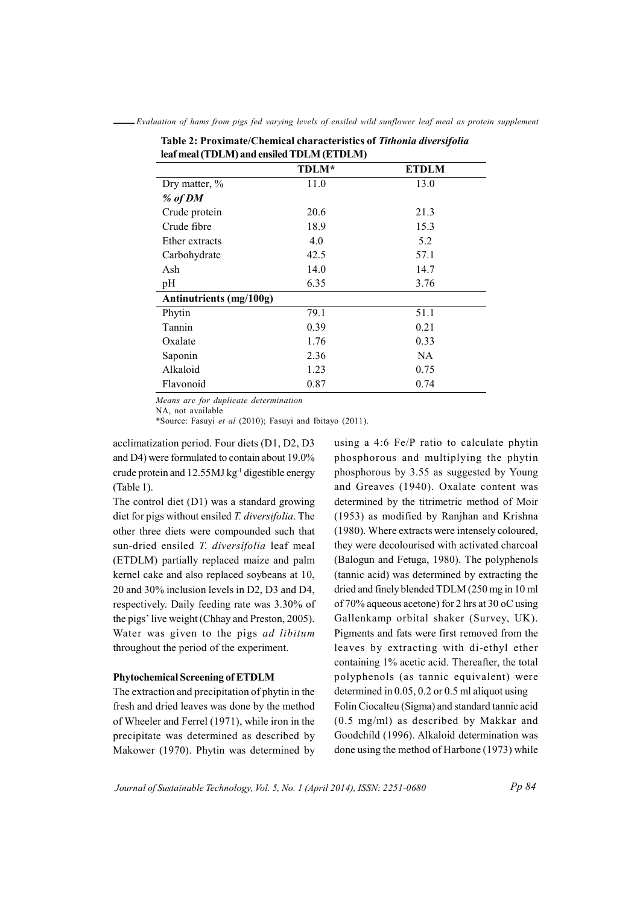**Table 2: Proximate/Chemical characteristics of *Tithonia diversifolia* leaf meal (TDLM) and ensiled TDLM (ETDLM)**

| | TDLM* | ETDLM |
|---|---|---|
| Dry matter, % | 11.0 | 13.0 |
| *% of DM* | | |
| Crude protein | 20.6 | 21.3 |
| Crude fibre | 18.9 | 15.3 |
| Ether extracts | 4.0 | 5.2 |
| Carbohydrate | 42.5 | 57.1 |
| Ash | 14.0 | 14.7 |
| pH | 6.35 | 3.76 |
| **Antinutrients (mg/100g)** | | |
| Phytin | 79.1 | 51.1 |
| Tannin | 0.39 | 0.21 |
| Oxalate | 1.76 | 0.33 |
| Saponin | 2.36 | NA |
| Alkaloid | 1.23 | 0.75 |
| Flavonoid | 0.87 | 0.74 |

*Means are for duplicate determination*
NA, not available
*Source: Fasuyi *et al* (2010); Fasuyi and Ibitayo (2011).

acclimatization period. Four diets (D1, D2, D3 and D4) were formulated to contain about 19.0% crude protein and 12.55MJ kg$^{-1}$ digestible energy (Table 1).

The control diet (D1) was a standard growing diet for pigs without ensiled *T. diversifolia*. The other three diets were compounded such that sun-dried ensiled *T. diversifolia* leaf meal (ETDLM) partially replaced maize and palm kernel cake and also replaced soybeans at 10, 20 and 30% inclusion levels in D2, D3 and D4, respectively. Daily feeding rate was 3.30% of the pigs' live weight (Chhay and Preston, 2005). Water was given to the pigs *ad libitum* throughout the period of the experiment.

**Phytochemical Screening of ETDLM**

The extraction and precipitation of phytin in the fresh and dried leaves was done by the method of Wheeler and Ferrel (1971), while iron in the precipitate was determined as described by Makower (1970). Phytin was determined by using a 4:6 Fe/P ratio to calculate phytin phosphorous and multiplying the phytin phosphorous by 3.55 as suggested by Young and Greaves (1940). Oxalate content was determined by the titrimetric method of Moir (1953) as modified by Ranjhan and Krishna (1980). Where extracts were intensely coloured, they were decolourised with activated charcoal (Balogun and Fetuga, 1980). The polyphenols (tannic acid) was determined by extracting the dried and finely blended TDLM (250 mg in 10 ml of 70% aqueous acetone) for 2 hrs at 30 oC using Gallenkamp orbital shaker (Survey, UK). Pigments and fats were first removed from the leaves by extracting with di-ethyl ether containing 1% acetic acid. Thereafter, the total polyphenols (as tannic equivalent) were determined in 0.05, 0.2 or 0.5 ml aliquot using Folin Ciocalteu (Sigma) and standard tannic acid (0.5 mg/ml) as described by Makkar and Goodchild (1996). Alkaloid determination was done using the method of Harbone (1973) while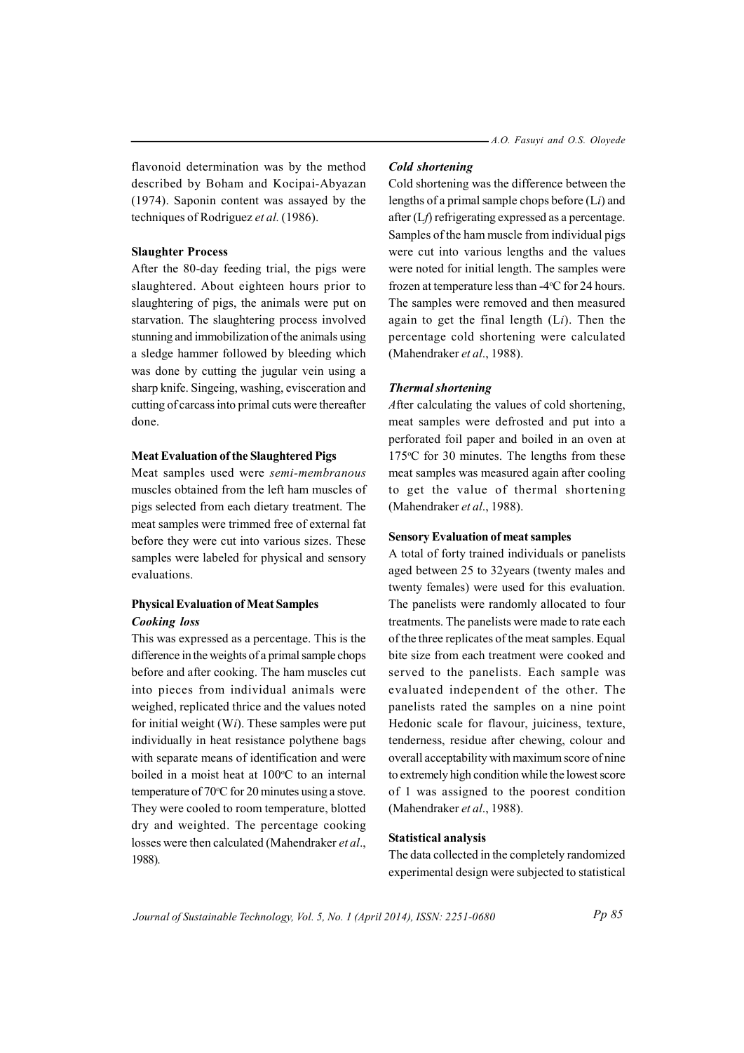flavonoid determination was by the method described by Boham and Kocipai-Abyazan (1974). Saponin content was assayed by the techniques of Rodriguez *et al.* (1986).

**Slaughter Process**

After the 80-day feeding trial, the pigs were slaughtered. About eighteen hours prior to slaughtering of pigs, the animals were put on starvation. The slaughtering process involved stunning and immobilization of the animals using a sledge hammer followed by bleeding which was done by cutting the jugular vein using a sharp knife. Singeing, washing, evisceration and cutting of carcass into primal cuts were thereafter done.

**Meat Evaluation of the Slaughtered Pigs**

Meat samples used were *semi-membranous* muscles obtained from the left ham muscles of pigs selected from each dietary treatment. The meat samples were trimmed free of external fat before they were cut into various sizes. These samples were labeled for physical and sensory evaluations.

**Physical Evaluation of Meat Samples**

***Cooking loss***

This was expressed as a percentage. This is the difference in the weights of a primal sample chops before and after cooking. The ham muscles cut into pieces from individual animals were weighed, replicated thrice and the values noted for initial weight ($Wi$). These samples were put individually in heat resistance polythene bags with separate means of identification and were boiled in a moist heat at 100°C to an internal temperature of 70°C for 20 minutes using a stove. They were cooled to room temperature, blotted dry and weighted. The percentage cooking losses were then calculated (Mahendraker *et al*., 1988).

***Cold shortening***

Cold shortening was the difference between the lengths of a primal sample chops before ($Li$) and after ($Lf$) refrigerating expressed as a percentage. Samples of the ham muscle from individual pigs were cut into various lengths and the values were noted for initial length. The samples were frozen at temperature less than -4°C for 24 hours. The samples were removed and then measured again to get the final length ($Li$). Then the percentage cold shortening were calculated (Mahendraker *et al*., 1988).

***Thermal shortening***

After calculating the values of cold shortening, meat samples were defrosted and put into a perforated foil paper and boiled in an oven at 175°C for 30 minutes. The lengths from these meat samples was measured again after cooling to get the value of thermal shortening (Mahendraker *et al*., 1988).

**Sensory Evaluation of meat samples**

A total of forty trained individuals or panelists aged between 25 to 32years (twenty males and twenty females) were used for this evaluation. The panelists were randomly allocated to four treatments. The panelists were made to rate each of the three replicates of the meat samples. Equal bite size from each treatment were cooked and served to the panelists. Each sample was evaluated independent of the other. The panelists rated the samples on a nine point Hedonic scale for flavour, juiciness, texture, tenderness, residue after chewing, colour and overall acceptability with maximum score of nine to extremely high condition while the lowest score of 1 was assigned to the poorest condition (Mahendraker *et al*., 1988).

**Statistical analysis**

The data collected in the completely randomized experimental design were subjected to statistical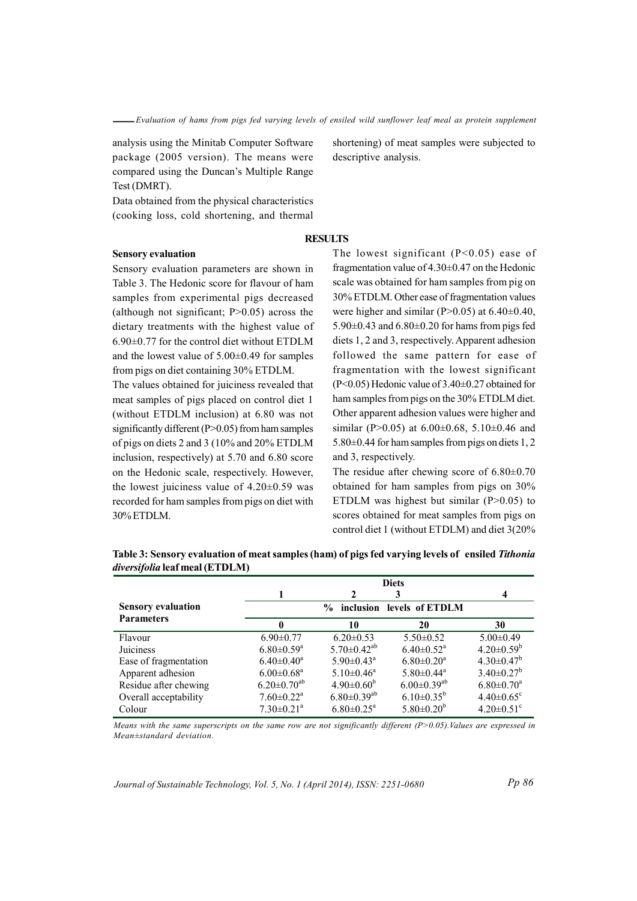analysis using the Minitab Computer Software package (2005 version). The means were compared using the Duncan's Multiple Range Test (DMRT).

Data obtained from the physical characteristics (cooking loss, cold shortening, and thermal shortening) of meat samples were subjected to descriptive analysis.

## RESULTS

### Sensory evaluation

Sensory evaluation parameters are shown in Table 3. The Hedonic score for flavour of ham samples from experimental pigs decreased (although not significant; P>0.05) across the dietary treatments with the highest value of 6.90±0.77 for the control diet without ETDLM and the lowest value of 5.00±0.49 for samples from pigs on diet containing 30% ETDLM.

The values obtained for juiciness revealed that meat samples of pigs placed on control diet 1 (without ETDLM inclusion) at 6.80 was not significantly different (P>0.05) from ham samples of pigs on diets 2 and 3 (10% and 20% ETDLM inclusion, respectively) at 5.70 and 6.80 score on the Hedonic scale, respectively. However, the lowest juiciness value of 4.20±0.59 was recorded for ham samples from pigs on diet with 30% ETDLM.

The lowest significant (P<0.05) ease of fragmentation value of 4.30±0.47 on the Hedonic scale was obtained for ham samples from pig on 30% ETDLM. Other ease of fragmentation values were higher and similar (P>0.05) at 6.40±0.40, 5.90±0.43 and 6.80±0.20 for hams from pigs fed diets 1, 2 and 3, respectively. Apparent adhesion followed the same pattern for ease of fragmentation with the lowest significant (P<0.05) Hedonic value of 3.40±0.27 obtained for ham samples from pigs on the 30% ETDLM diet. Other apparent adhesion values were higher and similar (P>0.05) at 6.00±0.68, 5.10±0.46 and 5.80±0.44 for ham samples from pigs on diets 1, 2 and 3, respectively.

The residue after chewing score of 6.80±0.70 obtained for ham samples from pigs on 30% ETDLM was highest but similar (P>0.05) to scores obtained for meat samples from pigs on control diet 1 (without ETDLM) and diet 3(20%

**Table 3: Sensory evaluation of meat samples (ham) of pigs fed varying levels of ensiled *Tithonia diversifolia* leaf meal (ETDLM)**

| Sensory evaluation Parameters | Diets 1 | 2 | 3 | 4 |
|---|---|---|---|---|
| | % inclusion levels of ETDLM | | | |
| | 0 | 10 | 20 | 30 |
| Flavour | 6.90±0.77 | 6.20±0.53 | 5.50±0.52 | 5.00±0.49 |
| Juiciness | 6.80±0.59[a] | 5.70±0.42[ab] | 6.40±0.52[a] | 4.20±0.59[b] |
| Ease of fragmentation | 6.40±0.40[a] | 5.90±0.43[a] | 6.80±0.20[a] | 4.30±0.47[b] |
| Apparent adhesion | 6.00±0.68[a] | 5.10±0.46[a] | 5.80±0.44[a] | 3.40±0.27[b] |
| Residue after chewing | 6.20±0.70[ab] | 4.90±0.60[b] | 6.00±0.39[ab] | 6.80±0.70[a] |
| Overall acceptability | 7.60±0.22[a] | 6.80±0.39[ab] | 6.10±0.35[b] | 4.40±0.65[c] |
| Colour | 7.30±0.21[a] | 6.80±0.25[a] | 5.80±0.20[b] | 4.20±0.51[c] |

*Means with the same superscripts on the same row are not significantly different (P>0.05).Values are expressed in Mean±standard deviation.*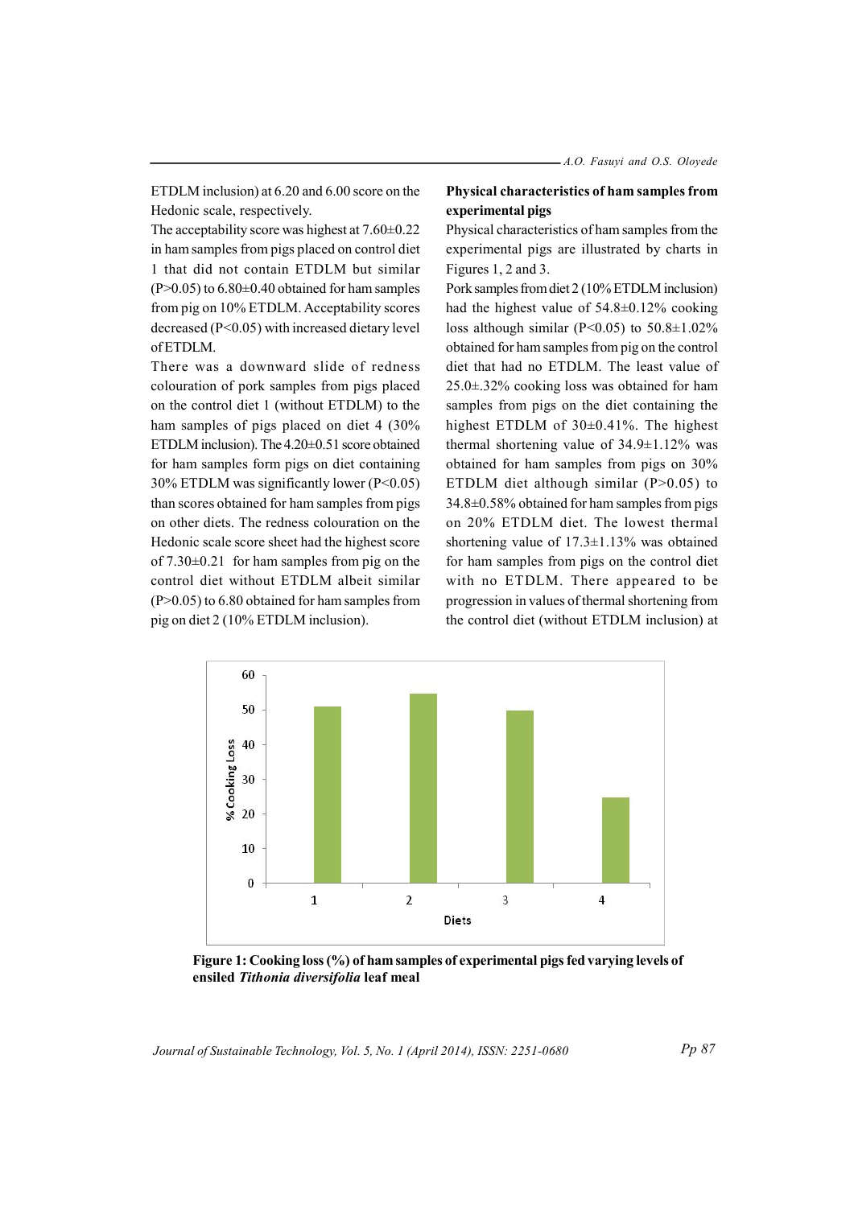ETDLM inclusion) at 6.20 and 6.00 score on the Hedonic scale, respectively.

The acceptability score was highest at 7.60±0.22 in ham samples from pigs placed on control diet 1 that did not contain ETDLM but similar ($P>0.05$) to 6.80±0.40 obtained for ham samples from pig on 10% ETDLM. Acceptability scores decreased ($P<0.05$) with increased dietary level of ETDLM.

There was a downward slide of redness colouration of pork samples from pigs placed on the control diet 1 (without ETDLM) to the ham samples of pigs placed on diet 4 (30% ETDLM inclusion). The 4.20±0.51 score obtained for ham samples form pigs on diet containing 30% ETDLM was significantly lower ($P<0.05$) than scores obtained for ham samples from pigs on other diets. The redness colouration on the Hedonic scale score sheet had the highest score of 7.30±0.21 for ham samples from pig on the control diet without ETDLM albeit similar ($P>0.05$) to 6.80 obtained for ham samples from pig on diet 2 (10% ETDLM inclusion).

**Physical characteristics of ham samples from experimental pigs**

Physical characteristics of ham samples from the experimental pigs are illustrated by charts in Figures 1, 2 and 3.

Pork samples from diet 2 (10% ETDLM inclusion) had the highest value of 54.8±0.12% cooking loss although similar ($P<0.05$) to 50.8±1.02% obtained for ham samples from pig on the control diet that had no ETDLM. The least value of 25.0±.32% cooking loss was obtained for ham samples from pigs on the diet containing the highest ETDLM of 30±0.41%. The highest thermal shortening value of 34.9±1.12% was obtained for ham samples from pigs on 30% ETDLM diet although similar ($P>0.05$) to 34.8±0.58% obtained for ham samples from pigs on 20% ETDLM diet. The lowest thermal shortening value of 17.3±1.13% was obtained for ham samples from pigs on the control diet with no ETDLM. There appeared to be progression in values of thermal shortening from the control diet (without ETDLM inclusion) at

**Figure 1: Cooking loss (%) of ham samples of experimental pigs fed varying levels of ensiled *Tithonia diversifolia* leaf meal**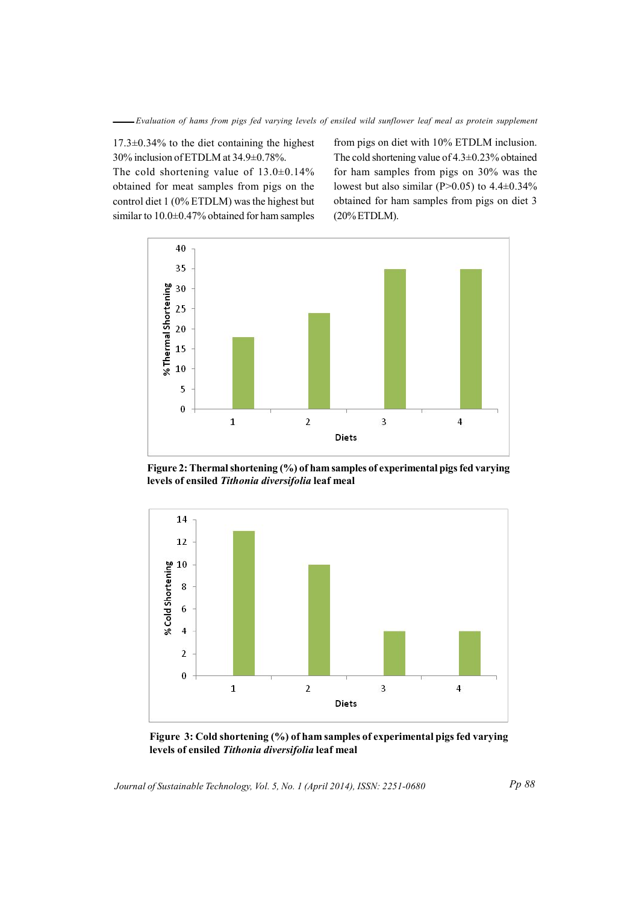17.3±0.34% to the diet containing the highest 30% inclusion of ETDLM at 34.9±0.78%.

The cold shortening value of 13.0±0.14% obtained for meat samples from pigs on the control diet 1 (0% ETDLM) was the highest but similar to 10.0±0.47% obtained for ham samples from pigs on diet with 10% ETDLM inclusion. The cold shortening value of 4.3±0.23% obtained for ham samples from pigs on 30% was the lowest but also similar ($P>0.05$) to 4.4±0.34% obtained for ham samples from pigs on diet 3 (20% ETDLM).

**Figure 2: Thermal shortening (%) of ham samples of experimental pigs fed varying levels of ensiled *Tithonia diversifolia* leaf meal**

**Figure 3: Cold shortening (%) of ham samples of experimental pigs fed varying levels of ensiled *Tithonia diversifolia* leaf meal**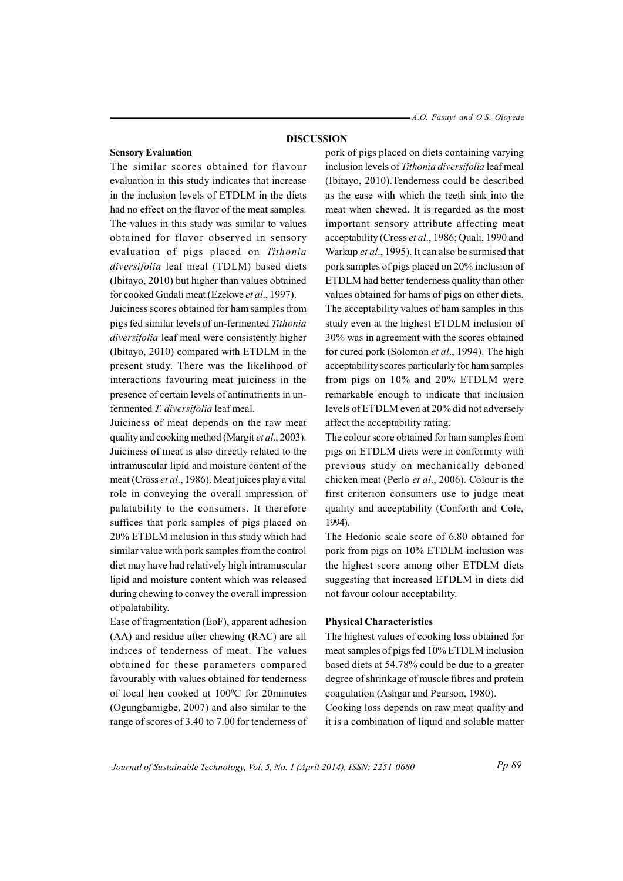## DISCUSSION

### Sensory Evaluation

The similar scores obtained for flavour evaluation in this study indicates that increase in the inclusion levels of ETDLM in the diets had no effect on the flavor of the meat samples. The values in this study was similar to values obtained for flavor observed in sensory evaluation of pigs placed on *Tithonia diversifolia* leaf meal (TDLM) based diets (Ibitayo, 2010) but higher than values obtained for cooked Gudali meat (Ezekwe *et al*., 1997).

Juiciness scores obtained for ham samples from pigs fed similar levels of un-fermented *Tithonia diversifolia* leaf meal were consistently higher (Ibitayo, 2010) compared with ETDLM in the present study. There was the likelihood of interactions favouring meat juiciness in the presence of certain levels of antinutrients in un-fermented *T. diversifolia* leaf meal.

Juiciness of meat depends on the raw meat quality and cooking method (Margit *et al*., 2003). Juiciness of meat is also directly related to the intramuscular lipid and moisture content of the meat (Cross *et al*., 1986). Meat juices play a vital role in conveying the overall impression of palatability to the consumers. It therefore suffices that pork samples of pigs placed on 20% ETDLM inclusion in this study which had similar value with pork samples from the control diet may have had relatively high intramuscular lipid and moisture content which was released during chewing to convey the overall impression of palatability.

Ease of fragmentation (EoF), apparent adhesion (AA) and residue after chewing (RAC) are all indices of tenderness of meat. The values obtained for these parameters compared favourably with values obtained for tenderness of local hen cooked at 100$^0$C for 20minutes (Ogungbamigbe, 2007) and also similar to the range of scores of 3.40 to 7.00 for tenderness of pork of pigs placed on diets containing varying inclusion levels of *Tithonia diversifolia* leaf meal (Ibitayo, 2010).Tenderness could be described as the ease with which the teeth sink into the meat when chewed. It is regarded as the most important sensory attribute affecting meat acceptability (Cross *et al*., 1986; Quali, 1990 and Warkup *et al*., 1995). It can also be surmised that pork samples of pigs placed on 20% inclusion of ETDLM had better tenderness quality than other values obtained for hams of pigs on other diets.

The acceptability values of ham samples in this study even at the highest ETDLM inclusion of 30% was in agreement with the scores obtained for cured pork (Solomon *et al*., 1994). The high acceptability scores particularly for ham samples from pigs on 10% and 20% ETDLM were remarkable enough to indicate that inclusion levels of ETDLM even at 20% did not adversely affect the acceptability rating.

The colour score obtained for ham samples from pigs on ETDLM diets were in conformity with previous study on mechanically deboned chicken meat (Perlo *et al*., 2006). Colour is the first criterion consumers use to judge meat quality and acceptability (Conforth and Cole, 1994).

The Hedonic scale score of 6.80 obtained for pork from pigs on 10% ETDLM inclusion was the highest score among other ETDLM diets suggesting that increased ETDLM in diets did not favour colour acceptability.

### Physical Characteristics

The highest values of cooking loss obtained for meat samples of pigs fed 10% ETDLM inclusion based diets at 54.78% could be due to a greater degree of shrinkage of muscle fibres and protein coagulation (Ashgar and Pearson, 1980).

Cooking loss depends on raw meat quality and it is a combination of liquid and soluble matter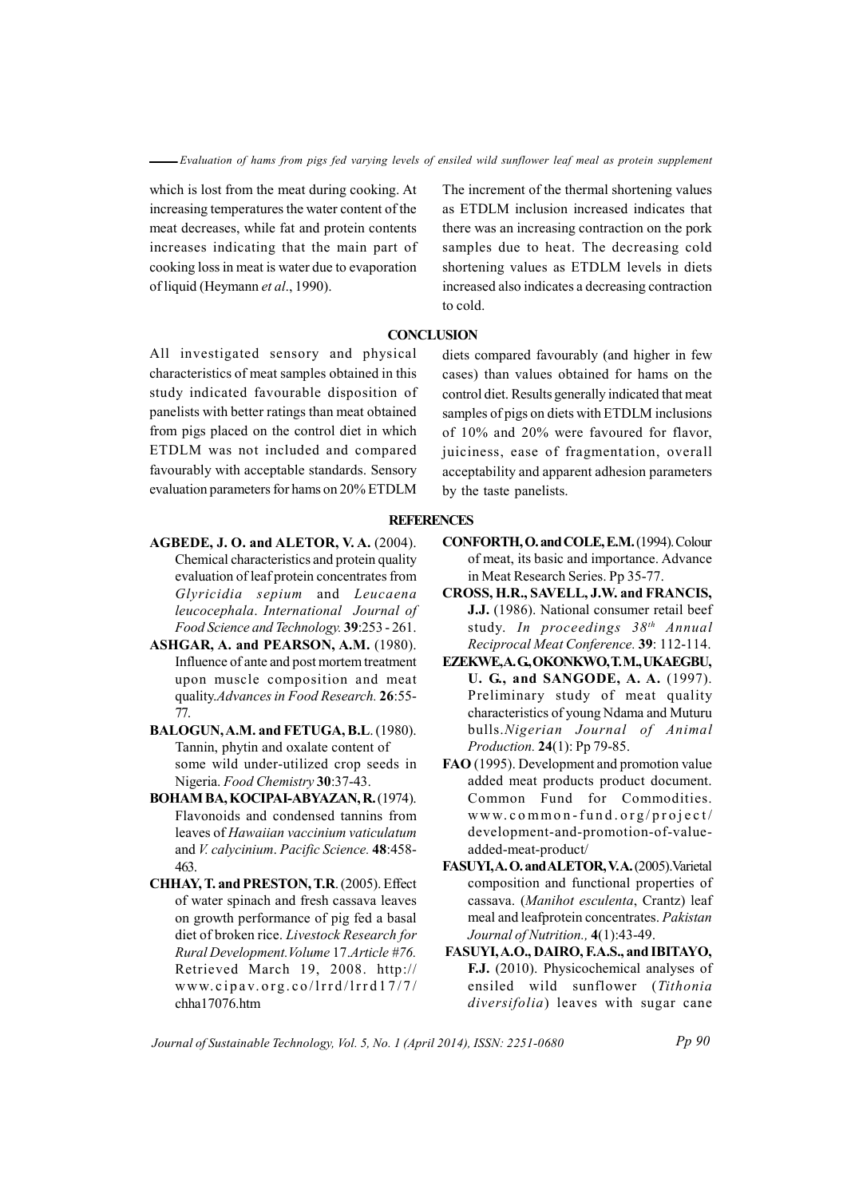which is lost from the meat during cooking. At increasing temperatures the water content of the meat decreases, while fat and protein contents increases indicating that the main part of cooking loss in meat is water due to evaporation of liquid (Heymann *et al*., 1990).

The increment of the thermal shortening values as ETDLM inclusion increased indicates that there was an increasing contraction on the pork samples due to heat. The decreasing cold shortening values as ETDLM levels in diets increased also indicates a decreasing contraction to cold.

## CONCLUSION

All investigated sensory and physical characteristics of meat samples obtained in this study indicated favourable disposition of panelists with better ratings than meat obtained from pigs placed on the control diet in which ETDLM was not included and compared favourably with acceptable standards. Sensory evaluation parameters for hams on 20% ETDLM diets compared favourably (and higher in few cases) than values obtained for hams on the control diet. Results generally indicated that meat samples of pigs on diets with ETDLM inclusions of 10% and 20% were favoured for flavor, juiciness, ease of fragmentation, overall acceptability and apparent adhesion parameters by the taste panelists.

## REFERENCES

**AGBEDE, J. O. and ALETOR, V. A.** (2004). Chemical characteristics and protein quality evaluation of leaf protein concentrates from *Glyricidia sepium* and *Leucaena leucocephala*. *International Journal of Food Science and Technology.* **39**:253 - 261.

**ASHGAR, A. and PEARSON, A.M.** (1980). Influence of ante and post mortem treatment upon muscle composition and meat quality.*Advances in Food Research.* **26**:55-77.

**BALOGUN, A.M. and FETUGA, B.L**. (1980). Tannin, phytin and oxalate content of some wild under-utilized crop seeds in Nigeria. *Food Chemistry* **30**:37-43.

**BOHAM BA, KOCIPAI-ABYAZAN, R.** (1974). Flavonoids and condensed tannins from leaves of *Hawaiian vaccinium vaticulatum* and *V. calycinium*. *Pacific Science.* **48**:458-463.

**CHHAY, T. and PRESTON, T.R**. (2005). Effect of water spinach and fresh cassava leaves on growth performance of pig fed a basal diet of broken rice. *Livestock Research for Rural Development.Volume* 17.*Article #76.* Retrieved March 19, 2008. http://www.cipav.org.co/lrrd/lrrd17/7/chha17076.htm

**CONFORTH, O. and COLE, E.M.** (1994). Colour of meat, its basic and importance. Advance in Meat Research Series. Pp 35-77.

**CROSS, H.R., SAVELL, J.W. and FRANCIS, J.J.** (1986). National consumer retail beef study. *In proceedings 38th Annual Reciprocal Meat Conference.* **39**: 112-114.

**EZEKWE, A. G., OKONKWO, T. M., UKAEGBU, U. G., and SANGODE, A. A.** (1997). Preliminary study of meat quality characteristics of young Ndama and Muturu bulls.*Nigerian Journal of Animal Production.* **24**(1): Pp 79-85.

**FAO** (1995). Development and promotion value added meat products product document. Common Fund for Commodities. www.common-fund.org/project/development-and-promotion-of-value-added-meat-product/

**FASUYI, A. O. and ALETOR, V. A.** (2005). Varietal composition and functional properties of cassava. (*Manihot esculenta*, Crantz) leaf meal and leafprotein concentrates. *Pakistan Journal of Nutrition.,* **4**(1):43-49.

**FASUYI, A.O., DAIRO, F.A.S., and IBITAYO, F.J.** (2010). Physicochemical analyses of ensiled wild sunflower (*Tithonia diversifolia*) leaves with sugar cane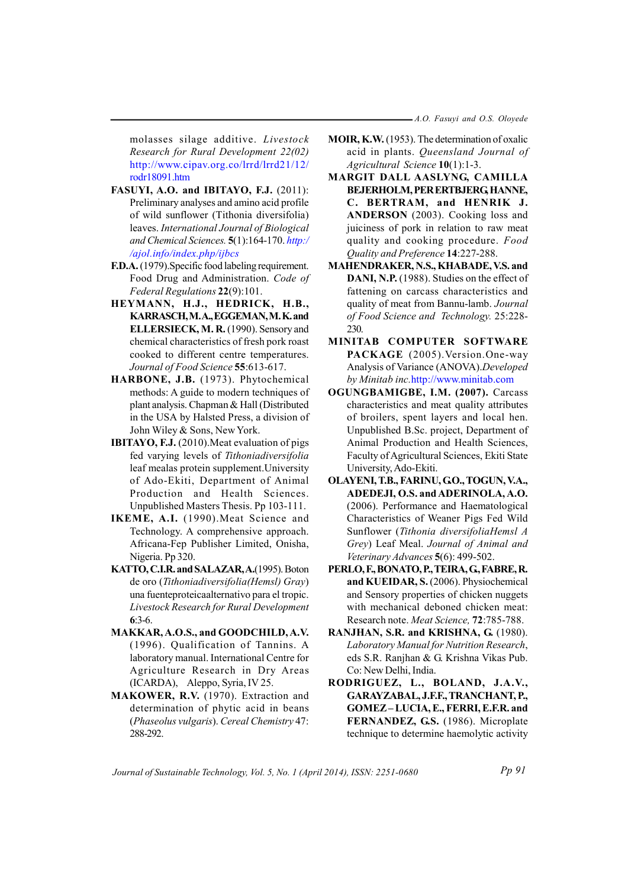molasses silage additive. *Livestock Research for Rural Development 22(02)* http://www.cipav.org.co/lrrd/lrrd21/12/rodr18091.htm

**FASUYI, A.O. and IBITAYO, F.J.** (2011): Preliminary analyses and amino acid profile of wild sunflower (Tithonia diversifolia) leaves. *International Journal of Biological and Chemical Sciences.* **5**(1):164-170. *http://ajol.info/index.php/ijbcs*

**F.D.A.** (1979).Specific food labeling requirement. Food Drug and Administration. *Code of Federal Regulations* **22**(9):101.

**HEYMANN, H.J., HEDRICK, H.B., KARRASCH, M.A., EGGEMAN, M.K. and ELLERSIECK, M. R.** (1990). Sensory and chemical characteristics of fresh pork roast cooked to different centre temperatures. *Journal of Food Science* **55**:613-617.

**HARBONE, J.B.** (1973). Phytochemical methods: A guide to modern techniques of plant analysis. Chapman & Hall (Distributed in the USA by Halsted Press, a division of John Wiley & Sons, New York.

**IBITAYO, F.J.** (2010).Meat evaluation of pigs fed varying levels of *Tithoniadiversifolia* leaf mealas protein supplement.University of Ado-Ekiti, Department of Animal Production and Health Sciences. Unpublished Masters Thesis. Pp 103-111.

**IKEME, A.I.** (1990).Meat Science and Technology. A comprehensive approach. Africana-Fep Publisher Limited, Onisha, Nigeria. Pp 320.

**KATTO, C.I.R. and SALAZAR, A.**(1995). Boton de oro (*Tithoniadiversifolia(Hemsl) Gray*) una fuenteproteicaalternativo para el tropic. *Livestock Research for Rural Development* **6**:3-6.

**MAKKAR, A.O.S., and GOODCHILD, A.V.** (1996). Qualification of Tannins. A laboratory manual. International Centre for Agriculture Research in Dry Areas (ICARDA), Aleppo, Syria, IV 25.

**MAKOWER, R.V.** (1970). Extraction and determination of phytic acid in beans (*Phaseolus vulgaris*). *Cereal Chemistry* 47: 288-292.

**MOIR, K.W.** (1953). The determination of oxalic acid in plants. *Queensland Journal of Agricultural Science* **10**(1):1-3.

**MARGIT DALL AASLYNG, CAMILLA BEJERHOLM, PER ERTBJERG, HANNE, C. BERTRAM, and HENRIK J. ANDERSON** (2003). Cooking loss and juiciness of pork in relation to raw meat quality and cooking procedure. *Food Quality and Preference* **14**:227-288.

**MAHENDRAKER, N.S., KHABADE, V.S. and DANI, N.P.** (1988). Studies on the effect of fattening on carcass characteristics and quality of meat from Bannu-lamb. *Journal of Food Science and Technology.* 25:228-230.

**MINITAB COMPUTER SOFTWARE PACKAGE** (2005).Version.One-way Analysis of Variance (ANOVA).*Developed by Minitab inc.*http://www.minitab.com

**OGUNGBAMIGBE, I.M. (2007).** Carcass characteristics and meat quality attributes of broilers, spent layers and local hen. Unpublished B.Sc. project, Department of Animal Production and Health Sciences, Faculty of Agricultural Sciences, Ekiti State University, Ado-Ekiti.

**OLAYENI, T.B., FARINU, G.O., TOGUN, V.A., ADEDEJI, O.S. and ADERINOLA, A.O.** (2006). Performance and Haematological Characteristics of Weaner Pigs Fed Wild Sunflower (*Tithonia diversifoliaHemsl A Grey*) Leaf Meal. *Journal of Animal and Veterinary Advances* **5**(6): 499-502.

**PERLO, F., BONATO, P., TEIRA, G., FABRE, R. and KUEIDAR, S.** (2006). Physiochemical and Sensory properties of chicken nuggets with mechanical deboned chicken meat: Research note. *Meat Science,* **72**:785-788.

**RANJHAN, S.R. and KRISHNA, G.** (1980). *Laboratory Manual for Nutrition Research*, eds S.R. Ranjhan & G. Krishna Vikas Pub. Co: New Delhi, India.

**RODRIGUEZ, L., BOLAND, J.A.V., GARAYZABAL, J.F.F., TRANCHANT, P., GOMEZ – LUCIA, E., FERRI, E.F.R. and FERNANDEZ, G.S.** (1986). Microplate technique to determine haemolytic activity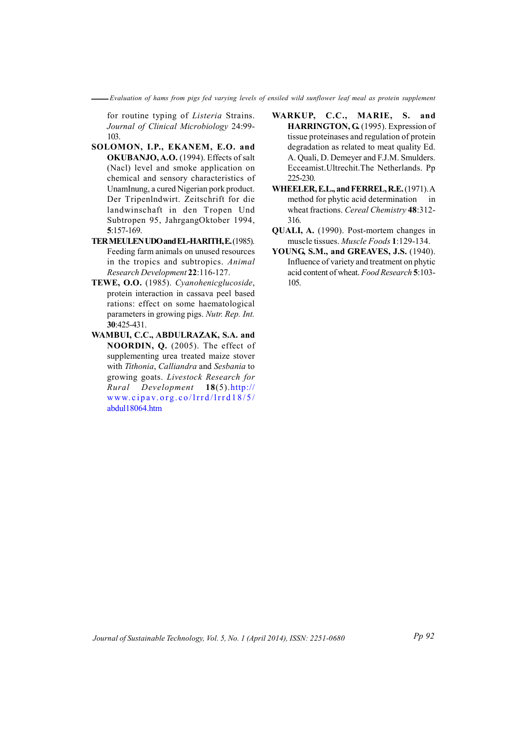for routine typing of *Listeria* Strains. *Journal of Clinical Microbiology* 24:99-103.

**SOLOMON, I.P., EKANEM, E.O. and OKUBANJO, A.O.** (1994). Effects of salt (Nacl) level and smoke application on chemical and sensory characteristics of UnamInung, a cured Nigerian pork product. Der TripenIndwirt. Zeitschrift for die landwinschaft in den Tropen Und Subtropen 95, JahrgangOktober 1994, **5**:157-169.

**TER MEULEN UDO and EL-HARITH, E.** (1985). Feeding farm animals on unused resources in the tropics and subtropics. *Animal Research Development* **22**:116-127.

**TEWE, O.O.** (1985). *Cyanohenicglucoside*, protein interaction in cassava peel based rations: effect on some haematological parameters in growing pigs. *Nutr. Rep. Int.* **30**:425-431.

**WAMBUI, C.C., ABDULRAZAK, S.A. and NOORDIN, Q.** (2005). The effect of supplementing urea treated maize stover with *Tithonia*, *Calliandra* and *Sesbania* to growing goats. *Livestock Research for Rural Development* **18**(5).http://www.cipav.org.co/lrrd/lrrd18/5/abdul18064.htm

**WARKUP, C.C., MARIE, S. and HARRINGTON, G.** (1995). Expression of tissue proteinases and regulation of protein degradation as related to meat quality Ed. A. Quali, D. Demeyer and F.J.M. Smulders. Ecceamist.Ultrechit.The Netherlands. Pp 225-230.

**WHEELER, E.L., and FERREL, R.E.** (1971). A method for phytic acid determination in wheat fractions. *Cereal Chemistry* **48**:312-316.

**QUALI, A.** (1990). Post-mortem changes in muscle tissues. *Muscle Foods* **1**:129-134.

**YOUNG, S.M., and GREAVES, J.S.** (1940). Influence of variety and treatment on phytic acid content of wheat. *Food Research* **5**:103-105.